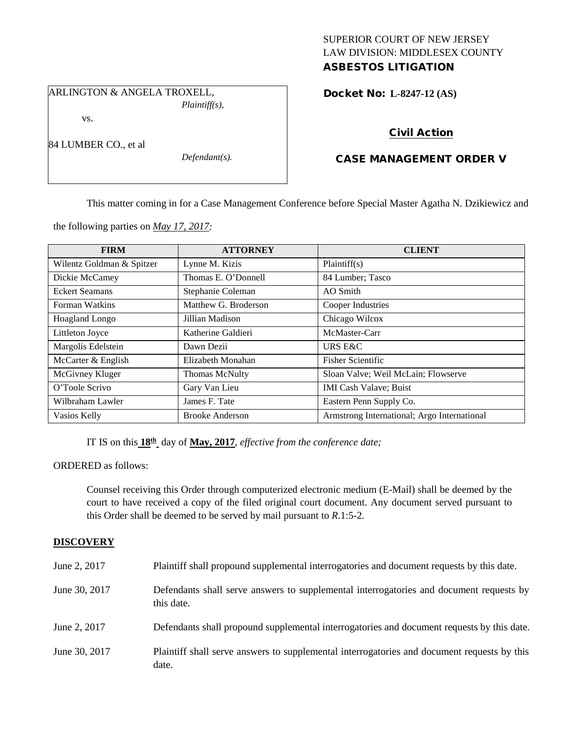SUPERIOR COURT OF NEW JERSEY
LAW DIVISION: MIDDLESEX COUNTY
**ASBESTOS LITIGATION**

ARLINGTON & ANGELA TROXELL,
*Plaintiff(s),*

vs.

84 LUMBER CO., et al
*Defendant(s).*

**Docket No: L-8247-12 (AS)**

**Civil Action**

**CASE MANAGEMENT ORDER V**

This matter coming in for a Case Management Conference before Special Master Agatha N. Dzikiewicz and the following parties on *May 17, 2017:*

| FIRM | ATTORNEY | CLIENT |
|---|---|---|
| Wilentz Goldman & Spitzer | Lynne M. Kizis | Plaintiff(s) |
| Dickie McCamey | Thomas E. O'Donnell | 84 Lumber; Tasco |
| Eckert Seamans | Stephanie Coleman | AO Smith |
| Forman Watkins | Matthew G. Broderson | Cooper Industries |
| Hoagland Longo | Jillian Madison | Chicago Wilcox |
| Littleton Joyce | Katherine Galdieri | McMaster-Carr |
| Margolis Edelstein | Dawn Dezii | URS E&C |
| McCarter & English | Elizabeth Monahan | Fisher Scientific |
| McGivney Kluger | Thomas McNulty | Sloan Valve; Weil McLain; Flowserve |
| O'Toole Scrivo | Gary Van Lieu | IMI Cash Valave; Buist |
| Wilbraham Lawler | James F. Tate | Eastern Penn Supply Co. |
| Vasios Kelly | Brooke Anderson | Armstrong International; Argo International |

IT IS on this **18th** day of **May, 2017**, *effective from the conference date;*

ORDERED as follows:

Counsel receiving this Order through computerized electronic medium (E-Mail) shall be deemed by the court to have received a copy of the filed original court document. Any document served pursuant to this Order shall be deemed to be served by mail pursuant to *R*.1:5-2.

**DISCOVERY**

June 2, 2017 — Plaintiff shall propound supplemental interrogatories and document requests by this date.

June 30, 2017 — Defendants shall serve answers to supplemental interrogatories and document requests by this date.

June 2, 2017 — Defendants shall propound supplemental interrogatories and document requests by this date.

June 30, 2017 — Plaintiff shall serve answers to supplemental interrogatories and document requests by this date.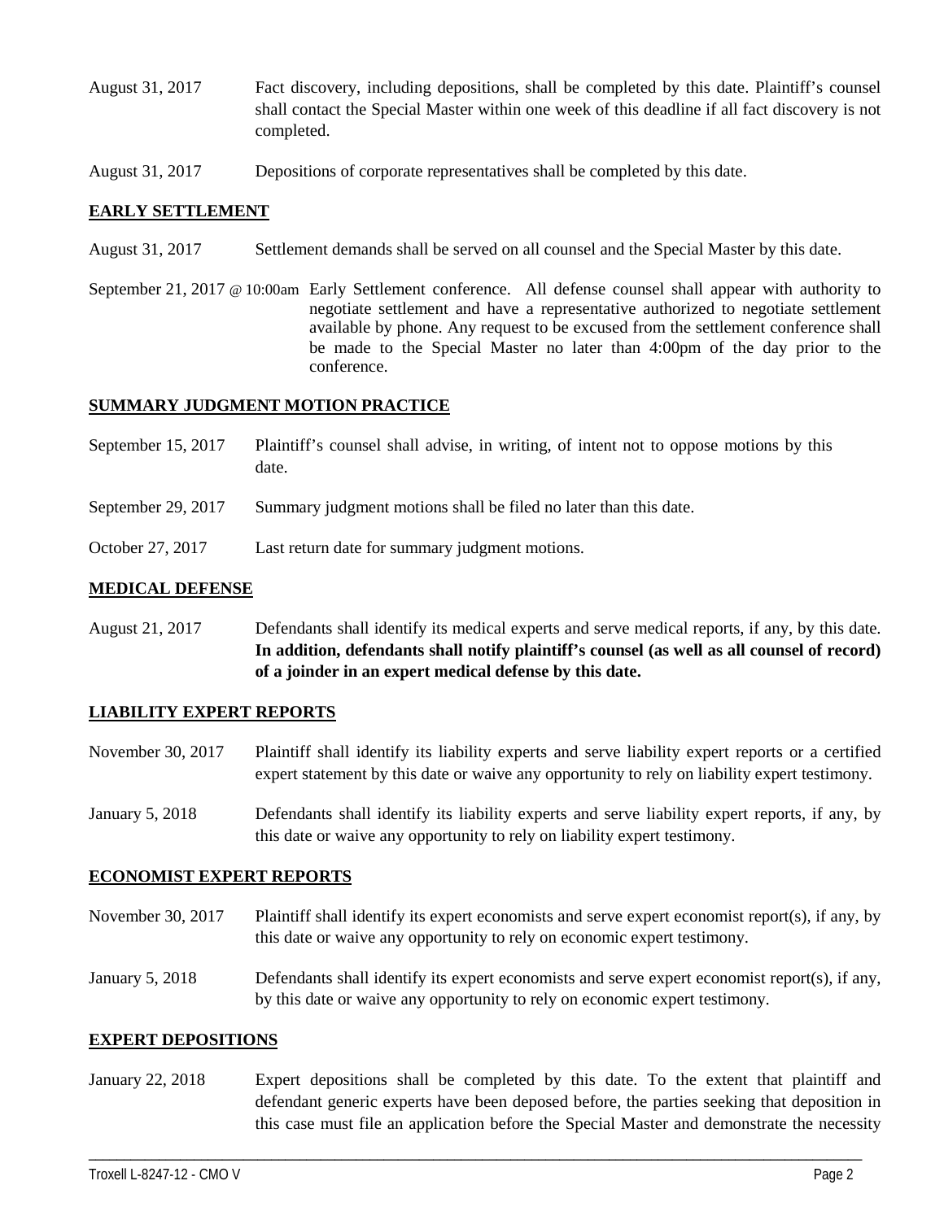| | |
|---|---|
| August 31, 2017 | Fact discovery, including depositions, shall be completed by this date. Plaintiff's counsel shall contact the Special Master within one week of this deadline if all fact discovery is not completed. |
| August 31, 2017 | Depositions of corporate representatives shall be completed by this date. |

## EARLY SETTLEMENT

| | |
|---|---|
| August 31, 2017 | Settlement demands shall be served on all counsel and the Special Master by this date. |
| September 21, 2017 @ 10:00am | Early Settlement conference. All defense counsel shall appear with authority to negotiate settlement and have a representative authorized to negotiate settlement available by phone. Any request to be excused from the settlement conference shall be made to the Special Master no later than 4:00pm of the day prior to the conference. |

## SUMMARY JUDGMENT MOTION PRACTICE

| | |
|---|---|
| September 15, 2017 | Plaintiff's counsel shall advise, in writing, of intent not to oppose motions by this date. |
| September 29, 2017 | Summary judgment motions shall be filed no later than this date. |
| October 27, 2017 | Last return date for summary judgment motions. |

## MEDICAL DEFENSE

| | |
|---|---|
| August 21, 2017 | Defendants shall identify its medical experts and serve medical reports, if any, by this date. **In addition, defendants shall notify plaintiff's counsel (as well as all counsel of record) of a joinder in an expert medical defense by this date.** |

## LIABILITY EXPERT REPORTS

| | |
|---|---|
| November 30, 2017 | Plaintiff shall identify its liability experts and serve liability expert reports or a certified expert statement by this date or waive any opportunity to rely on liability expert testimony. |
| January 5, 2018 | Defendants shall identify its liability experts and serve liability expert reports, if any, by this date or waive any opportunity to rely on liability expert testimony. |

## ECONOMIST EXPERT REPORTS

| | |
|---|---|
| November 30, 2017 | Plaintiff shall identify its expert economists and serve expert economist report(s), if any, by this date or waive any opportunity to rely on economic expert testimony. |
| January 5, 2018 | Defendants shall identify its expert economists and serve expert economist report(s), if any, by this date or waive any opportunity to rely on economic expert testimony. |

## EXPERT DEPOSITIONS

| | |
|---|---|
| January 22, 2018 | Expert depositions shall be completed by this date. To the extent that plaintiff and defendant generic experts have been deposed before, the parties seeking that deposition in this case must file an application before the Special Master and demonstrate the necessity |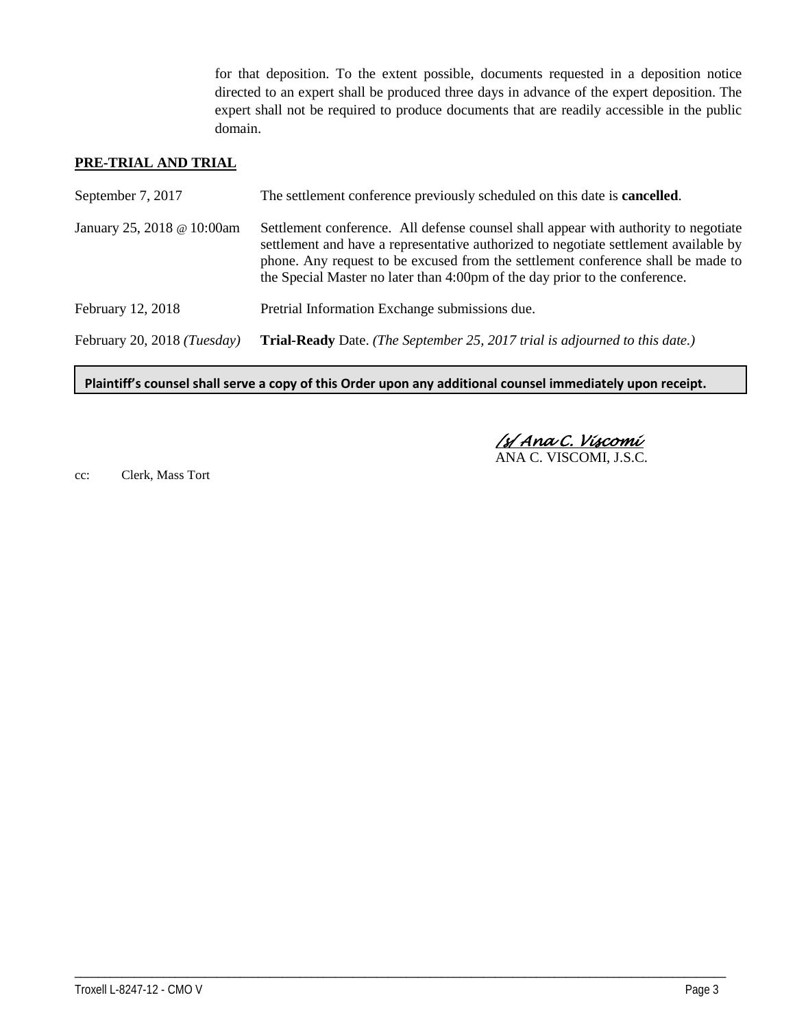for that deposition. To the extent possible, documents requested in a deposition notice directed to an expert shall be produced three days in advance of the expert deposition. The expert shall not be required to produce documents that are readily accessible in the public domain.

**PRE-TRIAL AND TRIAL**

| | |
|---|---|
| September 7, 2017 | The settlement conference previously scheduled on this date is **cancelled**. |
| January 25, 2018 @ 10:00am | Settlement conference. All defense counsel shall appear with authority to negotiate settlement and have a representative authorized to negotiate settlement available by phone. Any request to be excused from the settlement conference shall be made to the Special Master no later than 4:00pm of the day prior to the conference. |
| February 12, 2018 | Pretrial Information Exchange submissions due. |
| February 20, 2018 *(Tuesday)* | **Trial-Ready** Date. *(The September 25, 2017 trial is adjourned to this date.)* |

**Plaintiff's counsel shall serve a copy of this Order upon any additional counsel immediately upon receipt.**

/s/ Ana C. Viscomi
ANA C. VISCOMI, J.S.C.

cc: Clerk, Mass Tort